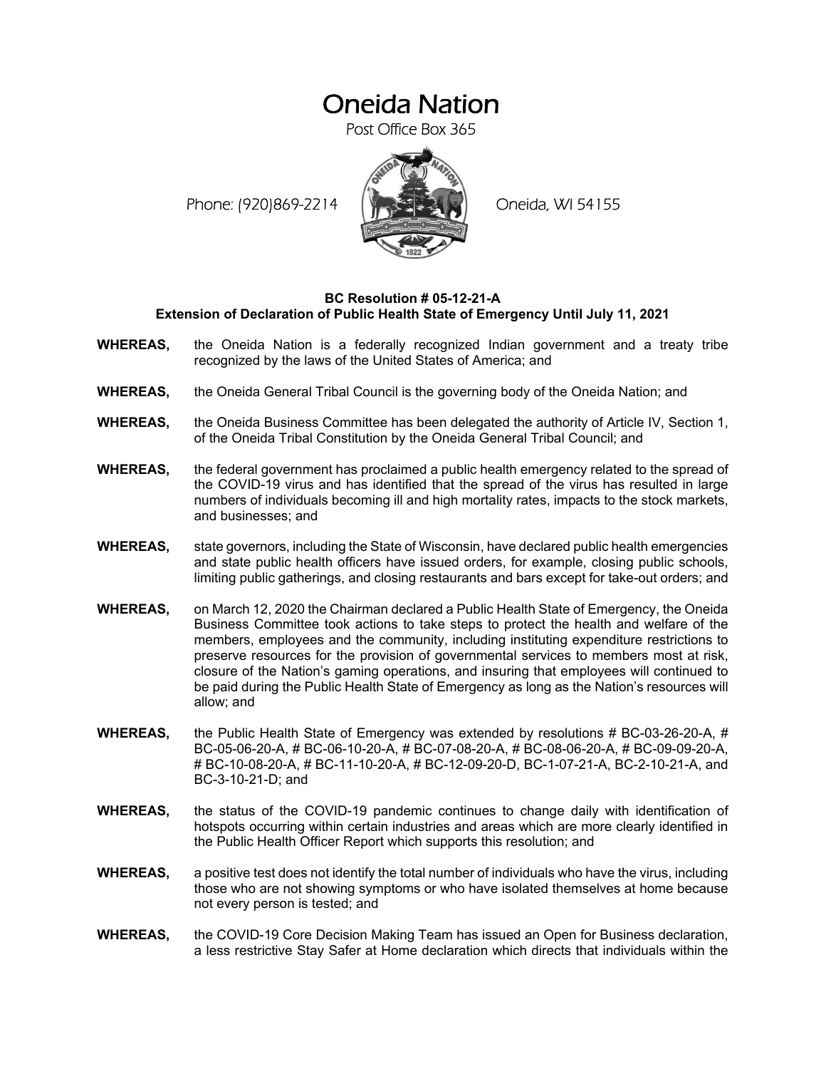# Oneida Nation

Post Office Box 365

Phone: (920)869-2214 Oneida, WI 54155

**BC Resolution # 05-12-21-A**
**Extension of Declaration of Public Health State of Emergency Until July 11, 2021**

**WHEREAS,** the Oneida Nation is a federally recognized Indian government and a treaty tribe recognized by the laws of the United States of America; and

**WHEREAS,** the Oneida General Tribal Council is the governing body of the Oneida Nation; and

**WHEREAS,** the Oneida Business Committee has been delegated the authority of Article IV, Section 1, of the Oneida Tribal Constitution by the Oneida General Tribal Council; and

**WHEREAS,** the federal government has proclaimed a public health emergency related to the spread of the COVID-19 virus and has identified that the spread of the virus has resulted in large numbers of individuals becoming ill and high mortality rates, impacts to the stock markets, and businesses; and

**WHEREAS,** state governors, including the State of Wisconsin, have declared public health emergencies and state public health officers have issued orders, for example, closing public schools, limiting public gatherings, and closing restaurants and bars except for take-out orders; and

**WHEREAS,** on March 12, 2020 the Chairman declared a Public Health State of Emergency, the Oneida Business Committee took actions to take steps to protect the health and welfare of the members, employees and the community, including instituting expenditure restrictions to preserve resources for the provision of governmental services to members most at risk, closure of the Nation's gaming operations, and insuring that employees will continued to be paid during the Public Health State of Emergency as long as the Nation's resources will allow; and

**WHEREAS,** the Public Health State of Emergency was extended by resolutions # BC-03-26-20-A, # BC-05-06-20-A, # BC-06-10-20-A, # BC-07-08-20-A, # BC-08-06-20-A, # BC-09-09-20-A, # BC-10-08-20-A, # BC-11-10-20-A, # BC-12-09-20-D, BC-1-07-21-A, BC-2-10-21-A, and BC-3-10-21-D; and

**WHEREAS,** the status of the COVID-19 pandemic continues to change daily with identification of hotspots occurring within certain industries and areas which are more clearly identified in the Public Health Officer Report which supports this resolution; and

**WHEREAS,** a positive test does not identify the total number of individuals who have the virus, including those who are not showing symptoms or who have isolated themselves at home because not every person is tested; and

**WHEREAS,** the COVID-19 Core Decision Making Team has issued an Open for Business declaration, a less restrictive Stay Safer at Home declaration which directs that individuals within the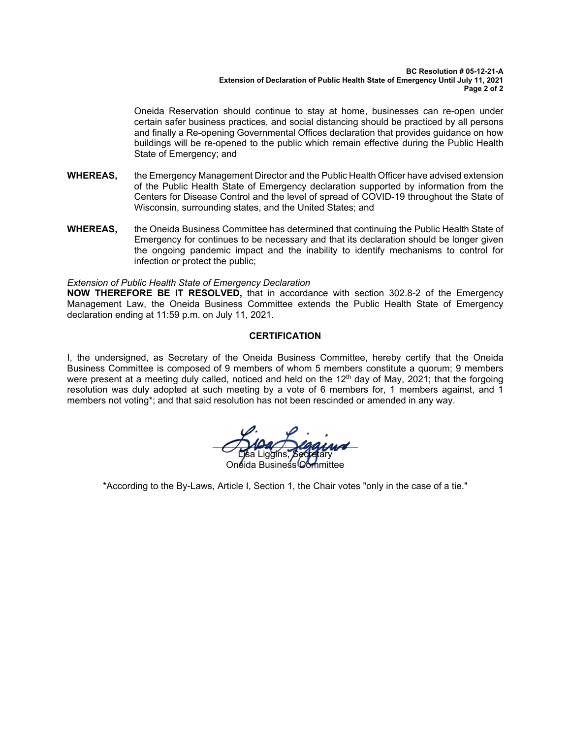Oneida Reservation should continue to stay at home, businesses can re-open under certain safer business practices, and social distancing should be practiced by all persons and finally a Re-opening Governmental Offices declaration that provides guidance on how buildings will be re-opened to the public which remain effective during the Public Health State of Emergency; and

**WHEREAS,** the Emergency Management Director and the Public Health Officer have advised extension of the Public Health State of Emergency declaration supported by information from the Centers for Disease Control and the level of spread of COVID-19 throughout the State of Wisconsin, surrounding states, and the United States; and

**WHEREAS,** the Oneida Business Committee has determined that continuing the Public Health State of Emergency for continues to be necessary and that its declaration should be longer given the ongoing pandemic impact and the inability to identify mechanisms to control for infection or protect the public;

*Extension of Public Health State of Emergency Declaration*

**NOW THEREFORE BE IT RESOLVED,** that in accordance with section 302.8-2 of the Emergency Management Law, the Oneida Business Committee extends the Public Health State of Emergency declaration ending at 11:59 p.m. on July 11, 2021.

## CERTIFICATION

I, the undersigned, as Secretary of the Oneida Business Committee, hereby certify that the Oneida Business Committee is composed of 9 members of whom 5 members constitute a quorum; 9 members were present at a meeting duly called, noticed and held on the 12th day of May, 2021; that the forgoing resolution was duly adopted at such meeting by a vote of 6 members for, 1 members against, and 1 members not voting*; and that said resolution has not been rescinded or amended in any way.

Lisa Liggins, Secretary
Oneida Business Committee

*According to the By-Laws, Article I, Section 1, the Chair votes "only in the case of a tie."